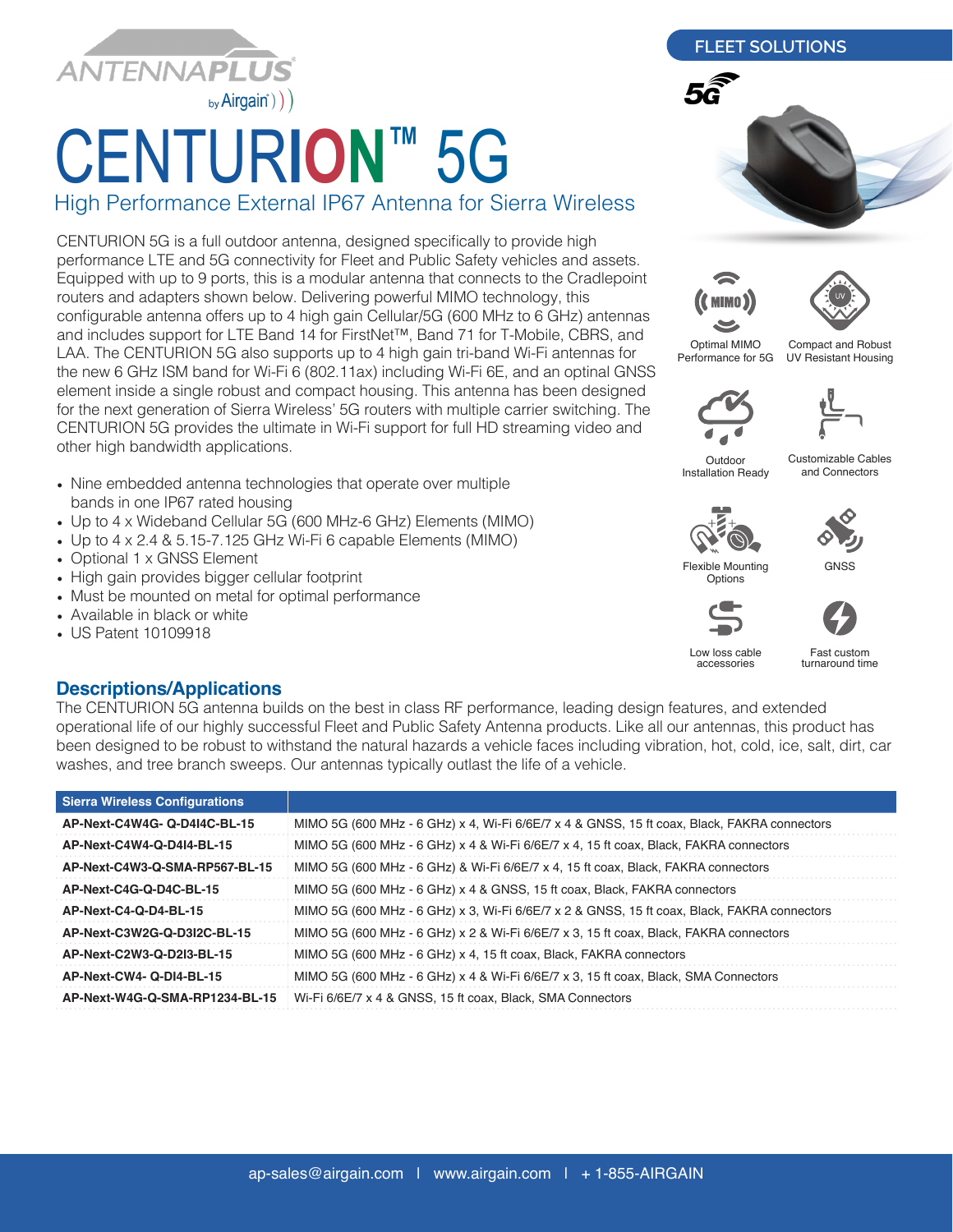FLEET SOLUTIONS

# CENTURION™ 5G

## High Performance External IP67 Antenna for Sierra Wireless

CENTURION 5G is a full outdoor antenna, designed specifically to provide high performance LTE and 5G connectivity for Fleet and Public Safety vehicles and assets. Equipped with up to 9 ports, this is a modular antenna that connects to the Cradlepoint routers and adapters shown below. Delivering powerful MIMO technology, this configurable antenna offers up to 4 high gain Cellular/5G (600 MHz to 6 GHz) antennas and includes support for LTE Band 14 for FirstNet™, Band 71 for T-Mobile, CBRS, and LAA. The CENTURION 5G also supports up to 4 high gain tri-band Wi-Fi antennas for the new 6 GHz ISM band for Wi-Fi 6 (802.11ax) including Wi-Fi 6E, and an optinal GNSS element inside a single robust and compact housing. This antenna has been designed for the next generation of Sierra Wireless' 5G routers with multiple carrier switching. The CENTURION 5G provides the ultimate in Wi-Fi support for full HD streaming video and other high bandwidth applications.

- Nine embedded antenna technologies that operate over multiple bands in one IP67 rated housing
- Up to 4 x Wideband Cellular 5G (600 MHz-6 GHz) Elements (MIMO)
- Up to 4 x 2.4 & 5.15-7.125 GHz Wi-Fi 6 capable Elements (MIMO)
- Optional 1 x GNSS Element
- High gain provides bigger cellular footprint
- Must be mounted on metal for optimal performance
- Available in black or white
- US Patent 10109918

Optimal MIMO Performance for 5G

Compact and Robust UV Resistant Housing

Outdoor Installation Ready

Customizable Cables and Connectors

Flexible Mounting Options

GNSS

Low loss cable accessories

Fast custom turnaround time

## Descriptions/Applications

The CENTURION 5G antenna builds on the best in class RF performance, leading design features, and extended operational life of our highly successful Fleet and Public Safety Antenna products. Like all our antennas, this product has been designed to be robust to withstand the natural hazards a vehicle faces including vibration, hot, cold, ice, salt, dirt, car washes, and tree branch sweeps. Our antennas typically outlast the life of a vehicle.

| Sierra Wireless Configurations | |
|---|---|
| **AP-Next-C4W4G- Q-D4I4C-BL-15** | MIMO 5G (600 MHz - 6 GHz) x 4, Wi-Fi 6/6E/7 x 4 & GNSS, 15 ft coax, Black, FAKRA connectors |
| **AP-Next-C4W4-Q-D4I4-BL-15** | MIMO 5G (600 MHz - 6 GHz) x 4 & Wi-Fi 6/6E/7 x 4, 15 ft coax, Black, FAKRA connectors |
| **AP-Next-C4W3-Q-SMA-RP567-BL-15** | MIMO 5G (600 MHz - 6 GHz) & Wi-Fi 6/6E/7 x 4, 15 ft coax, Black, FAKRA connectors |
| **AP-Next-C4G-Q-D4C-BL-15** | MIMO 5G (600 MHz - 6 GHz) x 4 & GNSS, 15 ft coax, Black, FAKRA connectors |
| **AP-Next-C4-Q-D4-BL-15** | MIMO 5G (600 MHz - 6 GHz) x 3, Wi-Fi 6/6E/7 x 2 & GNSS, 15 ft coax, Black, FAKRA connectors |
| **AP-Next-C3W2G-Q-D3I2C-BL-15** | MIMO 5G (600 MHz - 6 GHz) x 2 & Wi-Fi 6/6E/7 x 3, 15 ft coax, Black, FAKRA connectors |
| **AP-Next-C2W3-Q-D2I3-BL-15** | MIMO 5G (600 MHz - 6 GHz) x 4, 15 ft coax, Black, FAKRA connectors |
| **AP-Next-CW4- Q-DI4-BL-15** | MIMO 5G (600 MHz - 6 GHz) x 4 & Wi-Fi 6/6E/7 x 3, 15 ft coax, Black, SMA Connectors |
| **AP-Next-W4G-Q-SMA-RP1234-BL-15** | Wi-Fi 6/6E/7 x 4 & GNSS, 15 ft coax, Black, SMA Connectors |

ap-sales@airgain.com | www.airgain.com | + 1-855-AIRGAIN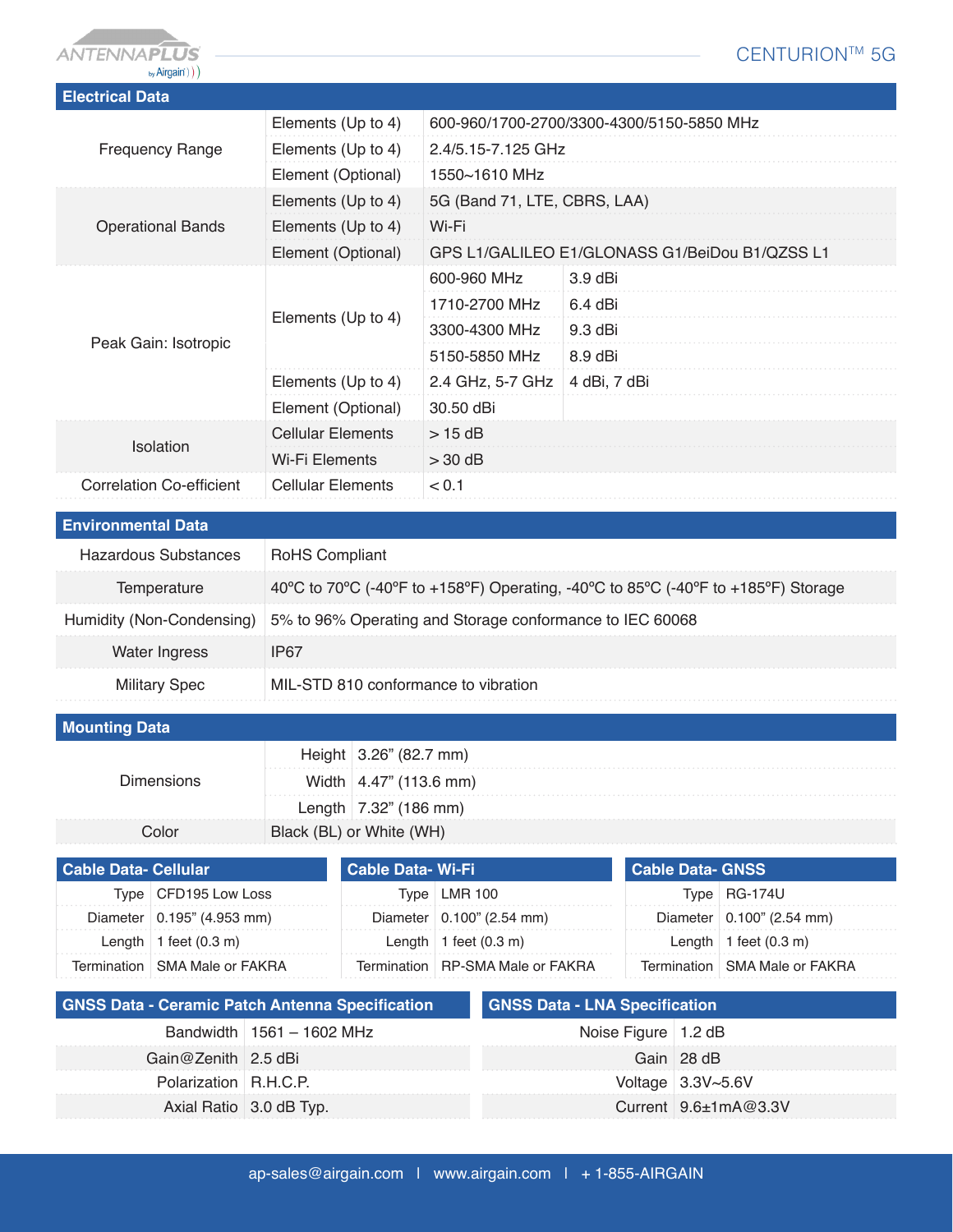## Electrical Data

| | | | |
|---|---|---|---|
| Frequency Range | Elements (Up to 4) | 600-960/1700-2700/3300-4300/5150-5850 MHz | |
| | Elements (Up to 4) | 2.4/5.15-7.125 GHz | |
| | Element (Optional) | 1550~1610 MHz | |
| Operational Bands | Elements (Up to 4) | 5G (Band 71, LTE, CBRS, LAA) | |
| | Elements (Up to 4) | Wi-Fi | |
| | Element (Optional) | GPS L1/GALILEO E1/GLONASS G1/BeiDou B1/QZSS L1 | |
| Peak Gain: Isotropic | Elements (Up to 4) | 600-960 MHz | 3.9 dBi |
| | | 1710-2700 MHz | 6.4 dBi |
| | | 3300-4300 MHz | 9.3 dBi |
| | | 5150-5850 MHz | 8.9 dBi |
| | Elements (Up to 4) | 2.4 GHz, 5-7 GHz | 4 dBi, 7 dBi |
| | Element (Optional) | 30.50 dBi | |
| Isolation | Cellular Elements | > 15 dB | |
| | Wi-Fi Elements | > 30 dB | |
| Correlation Co-efficient | Cellular Elements | < 0.1 | |

## Environmental Data

| | |
|---|---|
| Hazardous Substances | RoHS Compliant |
| Temperature | 40°C to 70°C (-40°F to +158°F) Operating, -40°C to 85°C (-40°F to +185°F) Storage |
| Humidity (Non-Condensing) | 5% to 96% Operating and Storage conformance to IEC 60068 |
| Water Ingress | IP67 |
| Military Spec | MIL-STD 810 conformance to vibration |

## Mounting Data

| | | |
|---|---|---|
| Dimensions | Height | 3.26" (82.7 mm) |
| | Width | 4.47" (113.6 mm) |
| | Length | 7.32" (186 mm) |
| Color | Black (BL) or White (WH) | |

## Cable Data- Cellular

| | |
|---|---|
| Type | CFD195 Low Loss |
| Diameter | 0.195" (4.953 mm) |
| Length | 1 feet (0.3 m) |
| Termination | SMA Male or FAKRA |

## Cable Data- Wi-Fi

| | |
|---|---|
| Type | LMR 100 |
| Diameter | 0.100" (2.54 mm) |
| Length | 1 feet (0.3 m) |
| Termination | RP-SMA Male or FAKRA |

## Cable Data- GNSS

| | |
|---|---|
| Type | RG-174U |
| Diameter | 0.100" (2.54 mm) |
| Length | 1 feet (0.3 m) |
| Termination | SMA Male or FAKRA |

## GNSS Data - Ceramic Patch Antenna Specification

| | |
|---|---|
| Bandwidth | 1561 – 1602 MHz |
| Gain@Zenith | 2.5 dBi |
| Polarization | R.H.C.P. |
| Axial Ratio | 3.0 dB Typ. |

## GNSS Data - LNA Specification

| | |
|---|---|
| Noise Figure | 1.2 dB |
| Gain | 28 dB |
| Voltage | 3.3V~5.6V |
| Current | 9.6±1mA@3.3V |

ap-sales@airgain.com | www.airgain.com | + 1-855-AIRGAIN